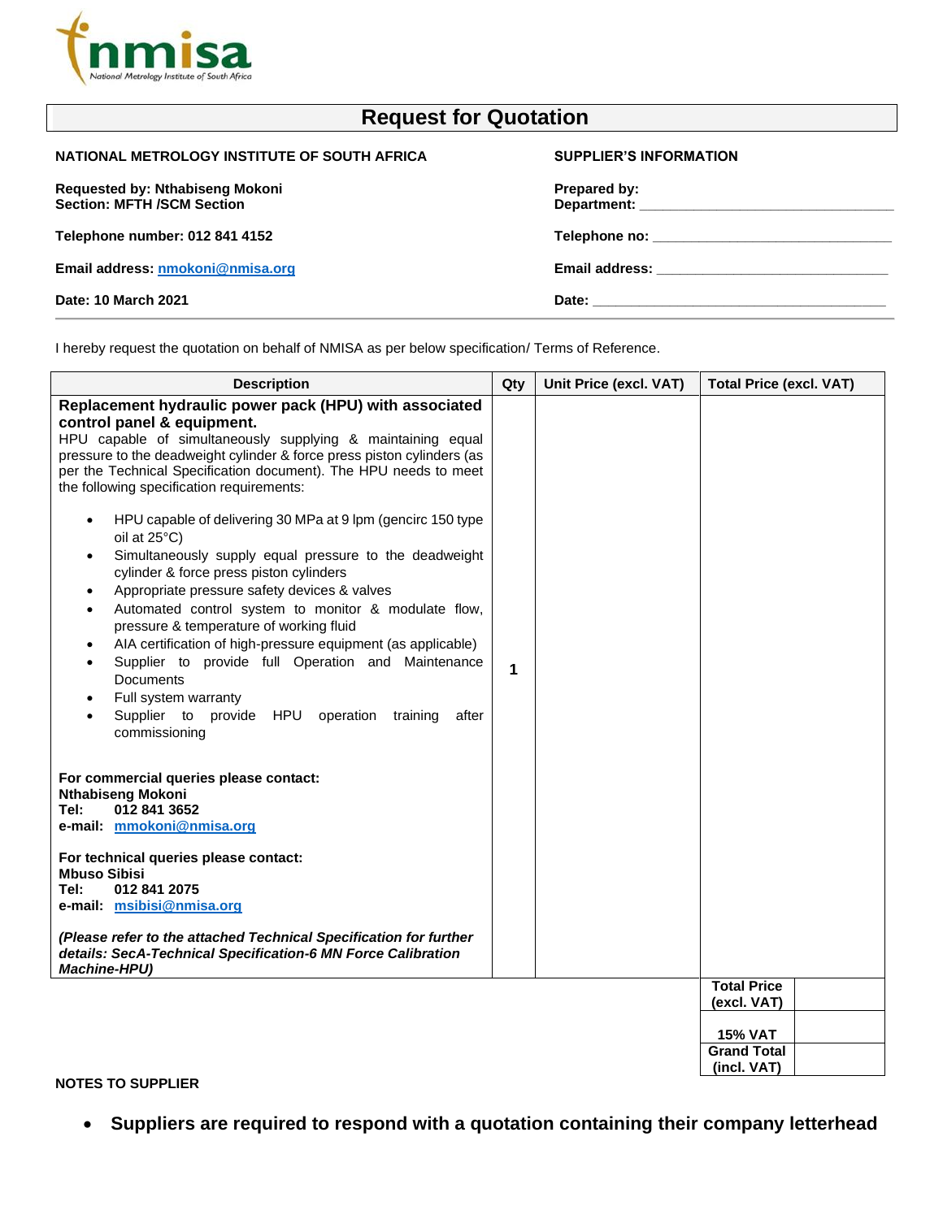nmisa
National Metrology Institute of South Africa

# Request for Quotation

**NATIONAL METROLOGY INSTITUTE OF SOUTH AFRICA**

**Requested by: Nthabiseng Mokoni**
**Section: MFTH /SCM Section**

**Telephone number: 012 841 4152**

**Email address: nmokoni@nmisa.org**

**Date: 10 March 2021**

**SUPPLIER'S INFORMATION**

**Prepared by:**
**Department:** ______________________________

**Telephone no:** ______________________________

**Email address:** ______________________________

**Date:** ______________________________

I hereby request the quotation on behalf of NMISA as per below specification/ Terms of Reference.

| Description | Qty | Unit Price (excl. VAT) | Total Price (excl. VAT) |
|---|---|---|---|
| **Replacement hydraulic power pack (HPU) with associated control panel & equipment.**<br>HPU capable of simultaneously supplying & maintaining equal pressure to the deadweight cylinder & force press piston cylinders (as per the Technical Specification document). The HPU needs to meet the following specification requirements:<br>• HPU capable of delivering 30 MPa at 9 lpm (gencirc 150 type oil at 25°C)<br>• Simultaneously supply equal pressure to the deadweight cylinder & force press piston cylinders<br>• Appropriate pressure safety devices & valves<br>• Automated control system to monitor & modulate flow, pressure & temperature of working fluid<br>• AIA certification of high-pressure equipment (as applicable)<br>• Supplier to provide full Operation and Maintenance Documents<br>• Full system warranty<br>• Supplier to provide HPU operation training after commissioning<br><br>**For commercial queries please contact:**<br>**Nthabiseng Mokoni**<br>**Tel: 012 841 3652**<br>**e-mail: mmokoni@nmisa.org**<br><br>**For technical queries please contact:**<br>**Mbuso Sibisi**<br>**Tel: 012 841 2075**<br>**e-mail: msibisi@nmisa.org**<br><br>***(Please refer to the attached Technical Specification for further details: SecA-Technical Specification-6 MN Force Calibration Machine-HPU)*** | **1** | | |
| | | **Total Price (excl. VAT)** | |
| | | **15% VAT** | |
| | | **Grand Total (incl. VAT)** | |

**NOTES TO SUPPLIER**

- **Suppliers are required to respond with a quotation containing their company letterhead**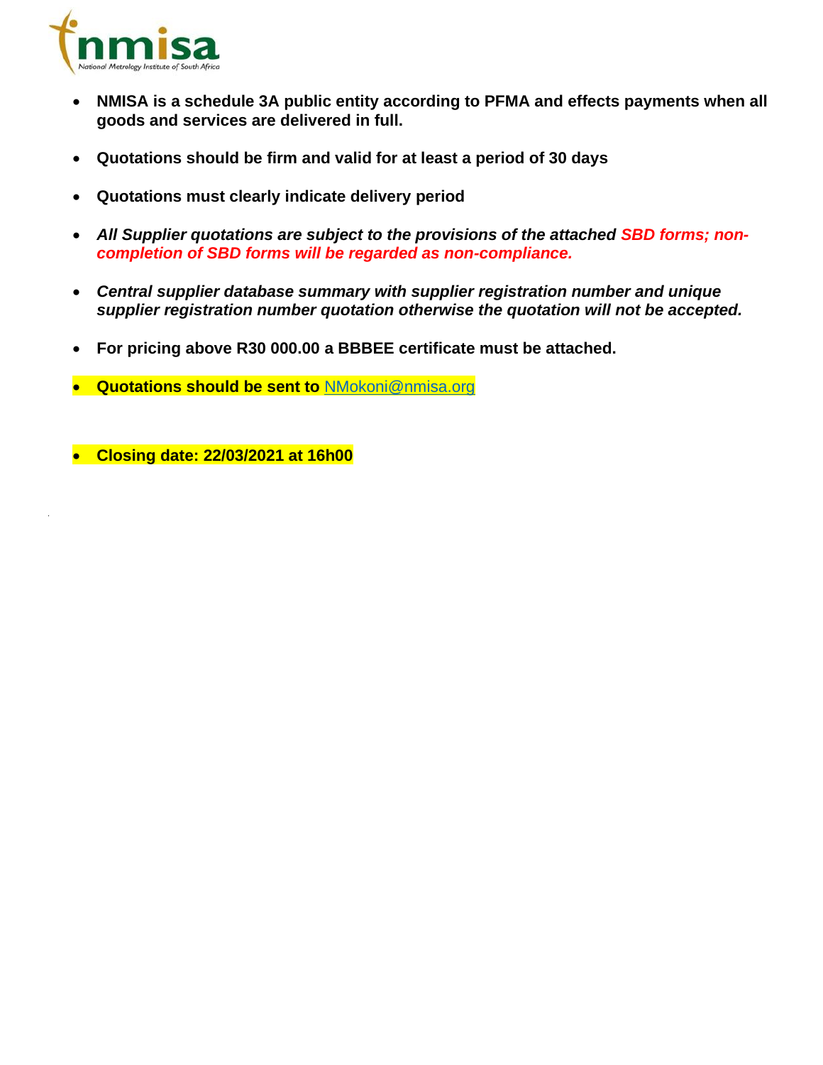- **NMISA is a schedule 3A public entity according to PFMA and effects payments when all goods and services are delivered in full.**

- **Quotations should be firm and valid for at least a period of 30 days**

- **Quotations must clearly indicate delivery period**

- ***All Supplier quotations are subject to the provisions of the attached SBD forms; non-completion of SBD forms will be regarded as non-compliance.***

- ***Central supplier database summary with supplier registration number and unique supplier registration number quotation otherwise the quotation will not be accepted.***

- **For pricing above R30 000.00 a BBBEE certificate must be attached.**

- **Quotations should be sent to** NMokoni@nmisa.org

- **Closing date: 22/03/2021 at 16h00**